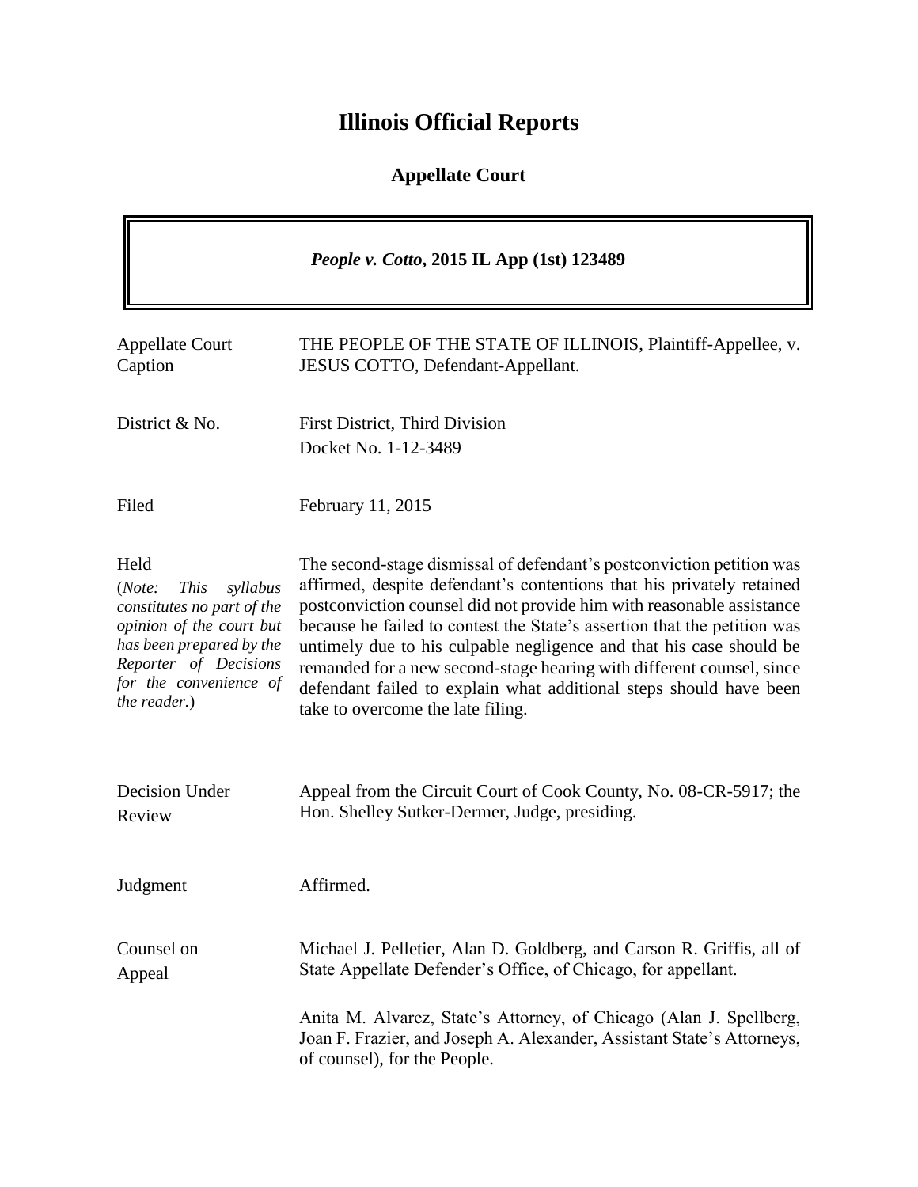# Illinois Official Reports

## Appellate Court

| | |
|---|---|
| *People v. Cotto*, **2015 IL App (1st) 123489** | |

| | |
|---|---|
| Appellate Court Caption | THE PEOPLE OF THE STATE OF ILLINOIS, Plaintiff-Appellee, v. JESUS COTTO, Defendant-Appellant. |
| District & No. | First District, Third Division<br>Docket No. 1-12-3489 |
| Filed | February 11, 2015 |
| Held<br>(*Note: This syllabus constitutes no part of the opinion of the court but has been prepared by the Reporter of Decisions for the convenience of the reader.*) | The second-stage dismissal of defendant's postconviction petition was affirmed, despite defendant's contentions that his privately retained postconviction counsel did not provide him with reasonable assistance because he failed to contest the State's assertion that the petition was untimely due to his culpable negligence and that his case should be remanded for a new second-stage hearing with different counsel, since defendant failed to explain what additional steps should have been take to overcome the late filing. |
| Decision Under Review | Appeal from the Circuit Court of Cook County, No. 08-CR-5917; the Hon. Shelley Sutker-Dermer, Judge, presiding. |
| Judgment | Affirmed. |
| Counsel on Appeal | Michael J. Pelletier, Alan D. Goldberg, and Carson R. Griffis, all of State Appellate Defender's Office, of Chicago, for appellant.<br><br>Anita M. Alvarez, State's Attorney, of Chicago (Alan J. Spellberg, Joan F. Frazier, and Joseph A. Alexander, Assistant State's Attorneys, of counsel), for the People. |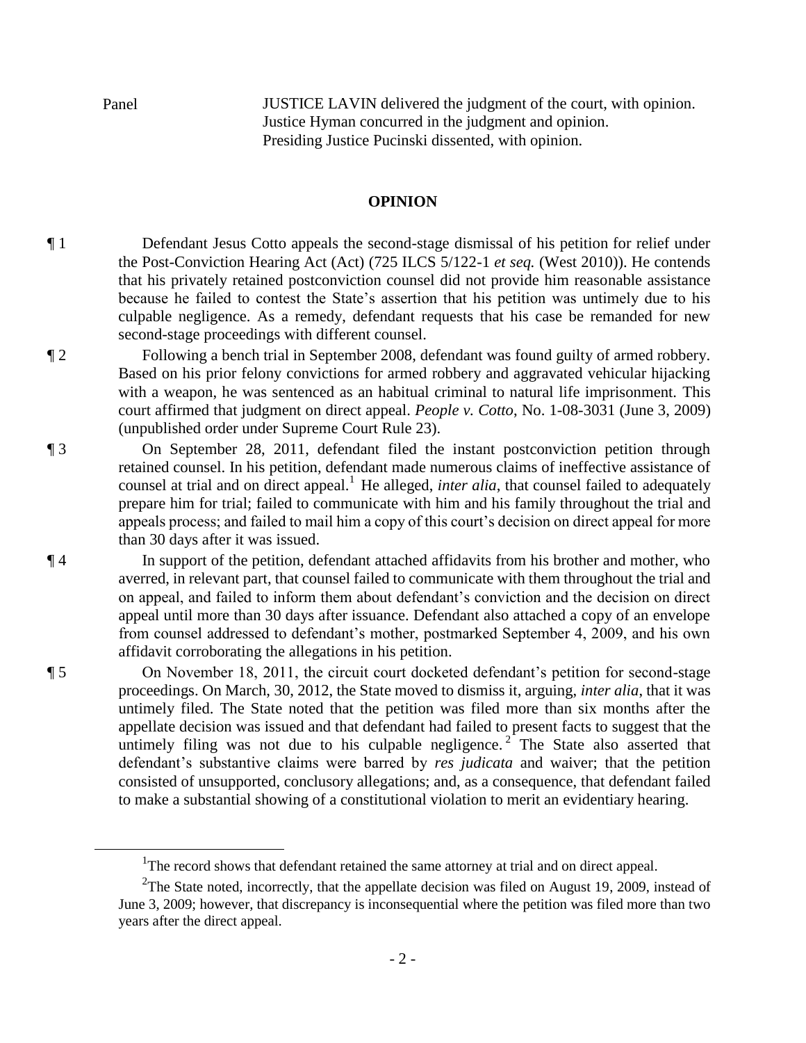Panel JUSTICE LAVIN delivered the judgment of the court, with opinion.
Justice Hyman concurred in the judgment and opinion.
Presiding Justice Pucinski dissented, with opinion.

## OPINION

¶ 1 Defendant Jesus Cotto appeals the second-stage dismissal of his petition for relief under the Post-Conviction Hearing Act (Act) (725 ILCS 5/122-1 *et seq.* (West 2010)). He contends that his privately retained postconviction counsel did not provide him reasonable assistance because he failed to contest the State's assertion that his petition was untimely due to his culpable negligence. As a remedy, defendant requests that his case be remanded for new second-stage proceedings with different counsel.

¶ 2 Following a bench trial in September 2008, defendant was found guilty of armed robbery. Based on his prior felony convictions for armed robbery and aggravated vehicular hijacking with a weapon, he was sentenced as an habitual criminal to natural life imprisonment. This court affirmed that judgment on direct appeal. *People v. Cotto*, No. 1-08-3031 (June 3, 2009) (unpublished order under Supreme Court Rule 23).

¶ 3 On September 28, 2011, defendant filed the instant postconviction petition through retained counsel. In his petition, defendant made numerous claims of ineffective assistance of counsel at trial and on direct appeal.[1] He alleged, *inter alia*, that counsel failed to adequately prepare him for trial; failed to communicate with him and his family throughout the trial and appeals process; and failed to mail him a copy of this court's decision on direct appeal for more than 30 days after it was issued.

¶ 4 In support of the petition, defendant attached affidavits from his brother and mother, who averred, in relevant part, that counsel failed to communicate with them throughout the trial and on appeal, and failed to inform them about defendant's conviction and the decision on direct appeal until more than 30 days after issuance. Defendant also attached a copy of an envelope from counsel addressed to defendant's mother, postmarked September 4, 2009, and his own affidavit corroborating the allegations in his petition.

¶ 5 On November 18, 2011, the circuit court docketed defendant's petition for second-stage proceedings. On March, 30, 2012, the State moved to dismiss it, arguing, *inter alia*, that it was untimely filed. The State noted that the petition was filed more than six months after the appellate decision was issued and that defendant had failed to present facts to suggest that the untimely filing was not due to his culpable negligence.[2] The State also asserted that defendant's substantive claims were barred by *res judicata* and waiver; that the petition consisted of unsupported, conclusory allegations; and, as a consequence, that defendant failed to make a substantial showing of a constitutional violation to merit an evidentiary hearing.

---

[1] The record shows that defendant retained the same attorney at trial and on direct appeal.

[2] The State noted, incorrectly, that the appellate decision was filed on August 19, 2009, instead of June 3, 2009; however, that discrepancy is inconsequential where the petition was filed more than two years after the direct appeal.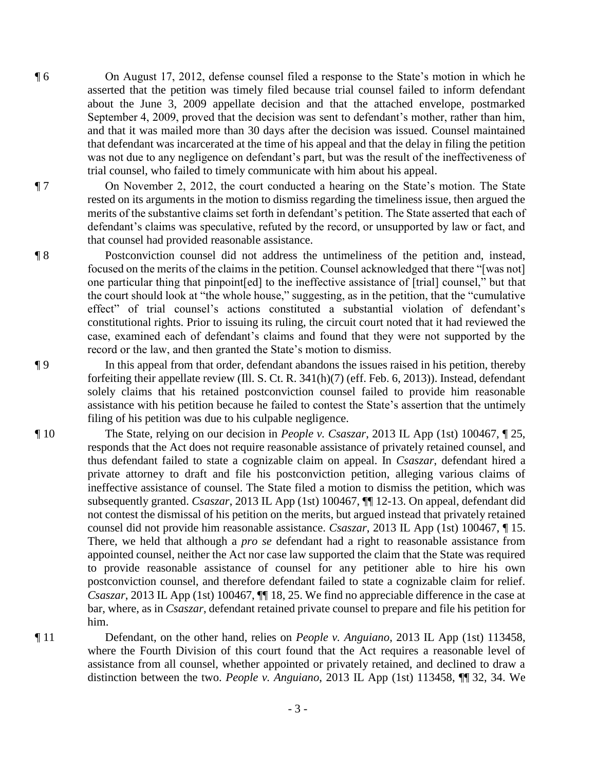¶ 6 On August 17, 2012, defense counsel filed a response to the State's motion in which he asserted that the petition was timely filed because trial counsel failed to inform defendant about the June 3, 2009 appellate decision and that the attached envelope, postmarked September 4, 2009, proved that the decision was sent to defendant's mother, rather than him, and that it was mailed more than 30 days after the decision was issued. Counsel maintained that defendant was incarcerated at the time of his appeal and that the delay in filing the petition was not due to any negligence on defendant's part, but was the result of the ineffectiveness of trial counsel, who failed to timely communicate with him about his appeal.

¶ 7 On November 2, 2012, the court conducted a hearing on the State's motion. The State rested on its arguments in the motion to dismiss regarding the timeliness issue, then argued the merits of the substantive claims set forth in defendant's petition. The State asserted that each of defendant's claims was speculative, refuted by the record, or unsupported by law or fact, and that counsel had provided reasonable assistance.

¶ 8 Postconviction counsel did not address the untimeliness of the petition and, instead, focused on the merits of the claims in the petition. Counsel acknowledged that there "[was not] one particular thing that pinpoint[ed] to the ineffective assistance of [trial] counsel," but that the court should look at "the whole house," suggesting, as in the petition, that the "cumulative effect" of trial counsel's actions constituted a substantial violation of defendant's constitutional rights. Prior to issuing its ruling, the circuit court noted that it had reviewed the case, examined each of defendant's claims and found that they were not supported by the record or the law, and then granted the State's motion to dismiss.

¶ 9 In this appeal from that order, defendant abandons the issues raised in his petition, thereby forfeiting their appellate review (Ill. S. Ct. R. 341(h)(7) (eff. Feb. 6, 2013)). Instead, defendant solely claims that his retained postconviction counsel failed to provide him reasonable assistance with his petition because he failed to contest the State's assertion that the untimely filing of his petition was due to his culpable negligence.

¶ 10 The State, relying on our decision in *People v. Csaszar*, 2013 IL App (1st) 100467, ¶ 25, responds that the Act does not require reasonable assistance of privately retained counsel, and thus defendant failed to state a cognizable claim on appeal. In *Csaszar*, defendant hired a private attorney to draft and file his postconviction petition, alleging various claims of ineffective assistance of counsel. The State filed a motion to dismiss the petition, which was subsequently granted. *Csaszar*, 2013 IL App (1st) 100467, ¶¶ 12-13. On appeal, defendant did not contest the dismissal of his petition on the merits, but argued instead that privately retained counsel did not provide him reasonable assistance. *Csaszar*, 2013 IL App (1st) 100467, ¶ 15. There, we held that although a *pro se* defendant had a right to reasonable assistance from appointed counsel, neither the Act nor case law supported the claim that the State was required to provide reasonable assistance of counsel for any petitioner able to hire his own postconviction counsel, and therefore defendant failed to state a cognizable claim for relief. *Csaszar*, 2013 IL App (1st) 100467, ¶¶ 18, 25. We find no appreciable difference in the case at bar, where, as in *Csaszar*, defendant retained private counsel to prepare and file his petition for him.

¶ 11 Defendant, on the other hand, relies on *People v. Anguiano*, 2013 IL App (1st) 113458, where the Fourth Division of this court found that the Act requires a reasonable level of assistance from all counsel, whether appointed or privately retained, and declined to draw a distinction between the two. *People v. Anguiano*, 2013 IL App (1st) 113458, ¶¶ 32, 34. We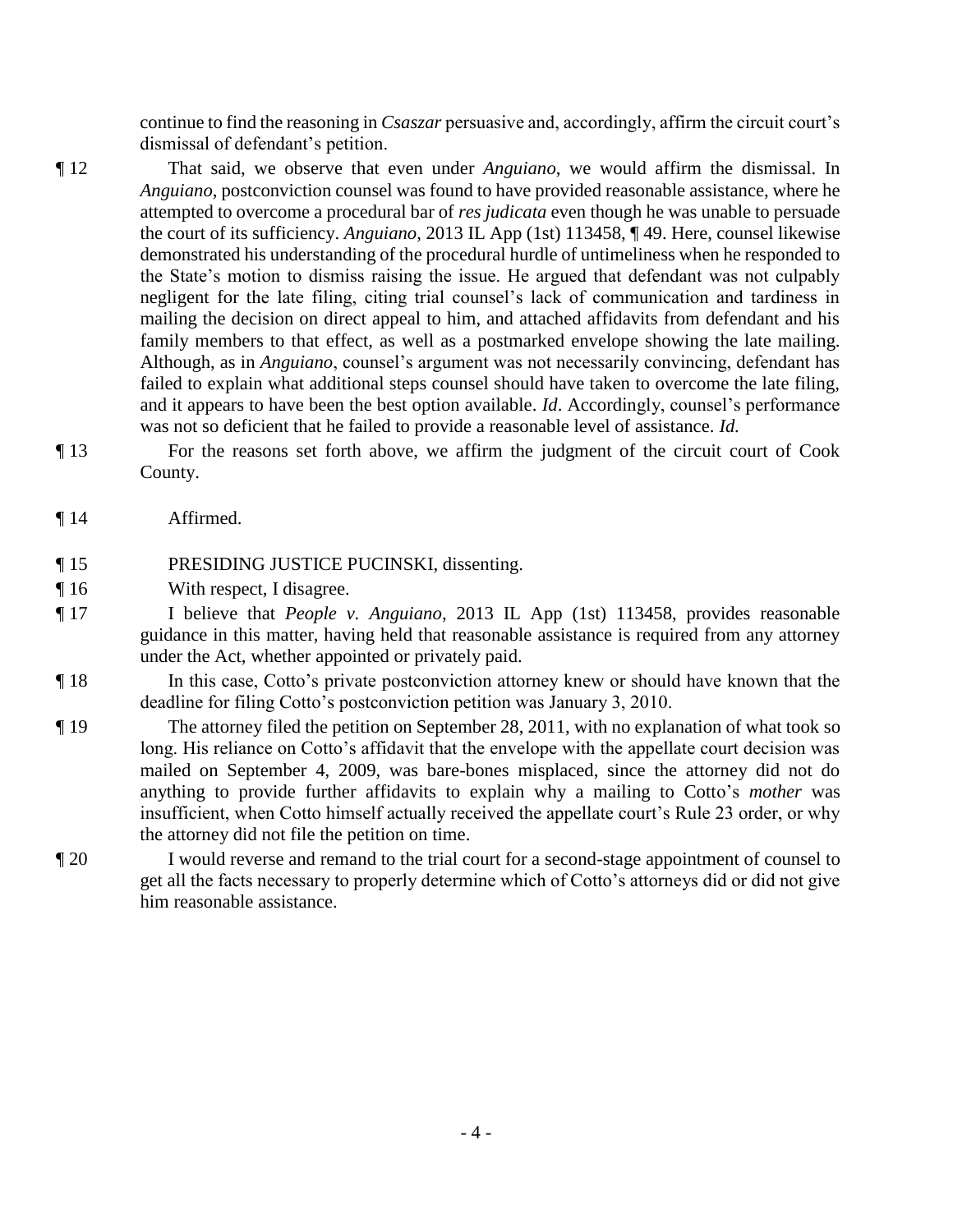continue to find the reasoning in *Csaszar* persuasive and, accordingly, affirm the circuit court's dismissal of defendant's petition.

¶ 12 That said, we observe that even under *Anguiano*, we would affirm the dismissal. In *Anguiano*, postconviction counsel was found to have provided reasonable assistance, where he attempted to overcome a procedural bar of *res judicata* even though he was unable to persuade the court of its sufficiency. *Anguiano*, 2013 IL App (1st) 113458, ¶ 49. Here, counsel likewise demonstrated his understanding of the procedural hurdle of untimeliness when he responded to the State's motion to dismiss raising the issue. He argued that defendant was not culpably negligent for the late filing, citing trial counsel's lack of communication and tardiness in mailing the decision on direct appeal to him, and attached affidavits from defendant and his family members to that effect, as well as a postmarked envelope showing the late mailing. Although, as in *Anguiano*, counsel's argument was not necessarily convincing, defendant has failed to explain what additional steps counsel should have taken to overcome the late filing, and it appears to have been the best option available. *Id*. Accordingly, counsel's performance was not so deficient that he failed to provide a reasonable level of assistance. *Id.*

¶ 13 For the reasons set forth above, we affirm the judgment of the circuit court of Cook County.

¶ 14 Affirmed.

¶ 15 PRESIDING JUSTICE PUCINSKI, dissenting.

¶ 16 With respect, I disagree.

¶ 17 I believe that *People v. Anguiano*, 2013 IL App (1st) 113458, provides reasonable guidance in this matter, having held that reasonable assistance is required from any attorney under the Act, whether appointed or privately paid.

¶ 18 In this case, Cotto's private postconviction attorney knew or should have known that the deadline for filing Cotto's postconviction petition was January 3, 2010.

¶ 19 The attorney filed the petition on September 28, 2011, with no explanation of what took so long. His reliance on Cotto's affidavit that the envelope with the appellate court decision was mailed on September 4, 2009, was bare-bones misplaced, since the attorney did not do anything to provide further affidavits to explain why a mailing to Cotto's *mother* was insufficient, when Cotto himself actually received the appellate court's Rule 23 order, or why the attorney did not file the petition on time.

¶ 20 I would reverse and remand to the trial court for a second-stage appointment of counsel to get all the facts necessary to properly determine which of Cotto's attorneys did or did not give him reasonable assistance.